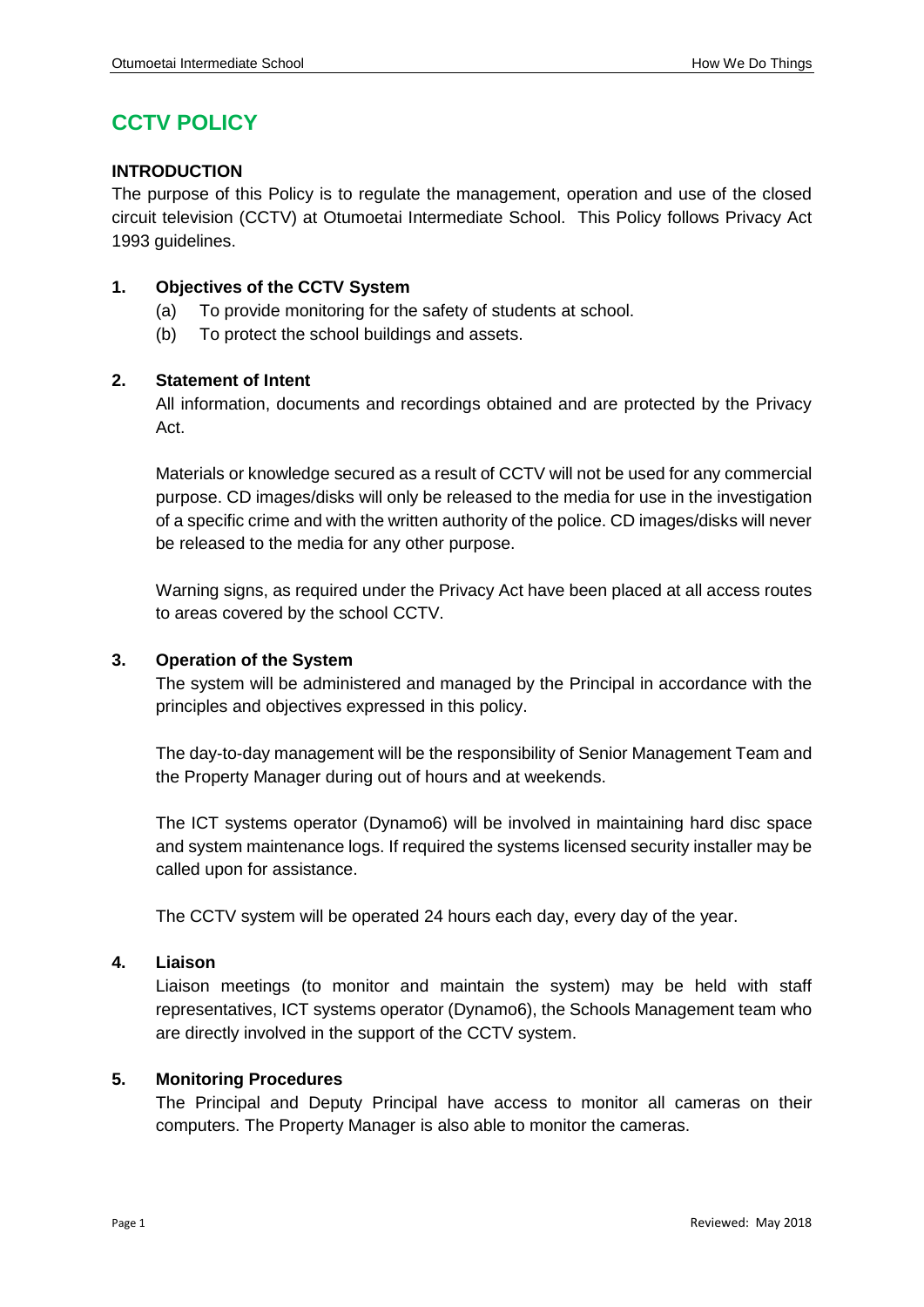# CCTV POLICY

**INTRODUCTION**

The purpose of this Policy is to regulate the management, operation and use of the closed circuit television (CCTV) at Otumoetai Intermediate School. This Policy follows Privacy Act 1993 guidelines.

## 1. Objectives of the CCTV System

(a) To provide monitoring for the safety of students at school.

(b) To protect the school buildings and assets.

## 2. Statement of Intent

All information, documents and recordings obtained and are protected by the Privacy Act.

Materials or knowledge secured as a result of CCTV will not be used for any commercial purpose. CD images/disks will only be released to the media for use in the investigation of a specific crime and with the written authority of the police. CD images/disks will never be released to the media for any other purpose.

Warning signs, as required under the Privacy Act have been placed at all access routes to areas covered by the school CCTV.

## 3. Operation of the System

The system will be administered and managed by the Principal in accordance with the principles and objectives expressed in this policy.

The day-to-day management will be the responsibility of Senior Management Team and the Property Manager during out of hours and at weekends.

The ICT systems operator (Dynamo6) will be involved in maintaining hard disc space and system maintenance logs. If required the systems licensed security installer may be called upon for assistance.

The CCTV system will be operated 24 hours each day, every day of the year.

## 4. Liaison

Liaison meetings (to monitor and maintain the system) may be held with staff representatives, ICT systems operator (Dynamo6), the Schools Management team who are directly involved in the support of the CCTV system.

## 5. Monitoring Procedures

The Principal and Deputy Principal have access to monitor all cameras on their computers. The Property Manager is also able to monitor the cameras.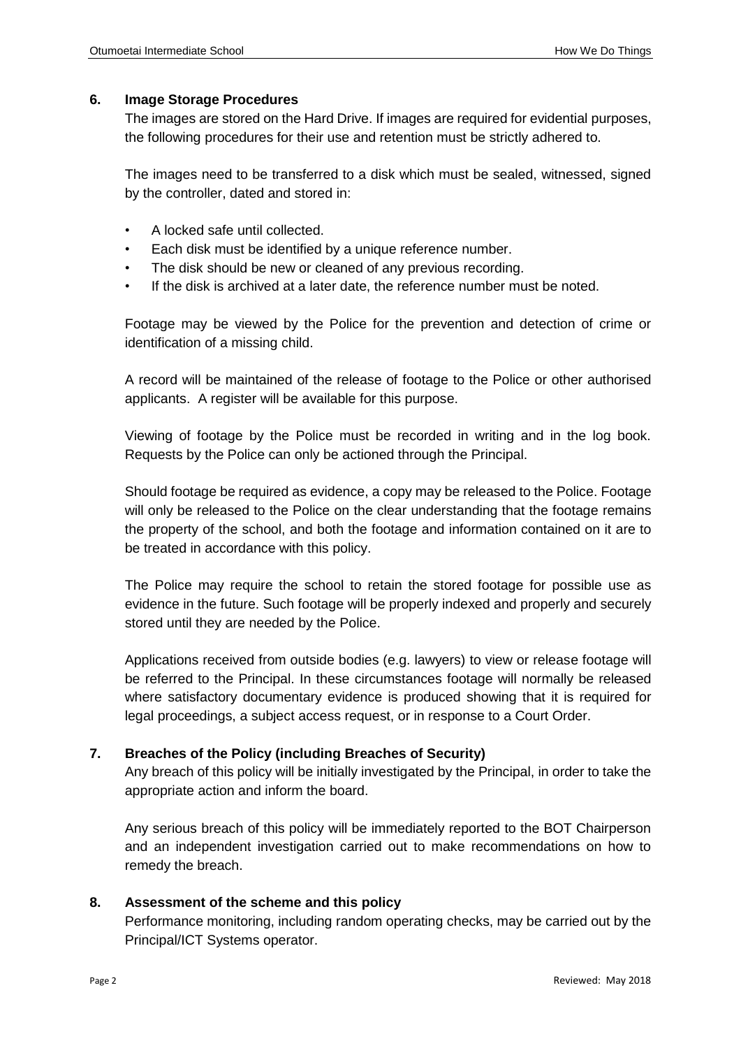## 6. Image Storage Procedures

The images are stored on the Hard Drive. If images are required for evidential purposes, the following procedures for their use and retention must be strictly adhered to.

The images need to be transferred to a disk which must be sealed, witnessed, signed by the controller, dated and stored in:

- A locked safe until collected.
- Each disk must be identified by a unique reference number.
- The disk should be new or cleaned of any previous recording.
- If the disk is archived at a later date, the reference number must be noted.

Footage may be viewed by the Police for the prevention and detection of crime or identification of a missing child.

A record will be maintained of the release of footage to the Police or other authorised applicants. A register will be available for this purpose.

Viewing of footage by the Police must be recorded in writing and in the log book. Requests by the Police can only be actioned through the Principal.

Should footage be required as evidence, a copy may be released to the Police. Footage will only be released to the Police on the clear understanding that the footage remains the property of the school, and both the footage and information contained on it are to be treated in accordance with this policy.

The Police may require the school to retain the stored footage for possible use as evidence in the future. Such footage will be properly indexed and properly and securely stored until they are needed by the Police.

Applications received from outside bodies (e.g. lawyers) to view or release footage will be referred to the Principal. In these circumstances footage will normally be released where satisfactory documentary evidence is produced showing that it is required for legal proceedings, a subject access request, or in response to a Court Order.

## 7. Breaches of the Policy (including Breaches of Security)

Any breach of this policy will be initially investigated by the Principal, in order to take the appropriate action and inform the board.

Any serious breach of this policy will be immediately reported to the BOT Chairperson and an independent investigation carried out to make recommendations on how to remedy the breach.

## 8. Assessment of the scheme and this policy

Performance monitoring, including random operating checks, may be carried out by the Principal/ICT Systems operator.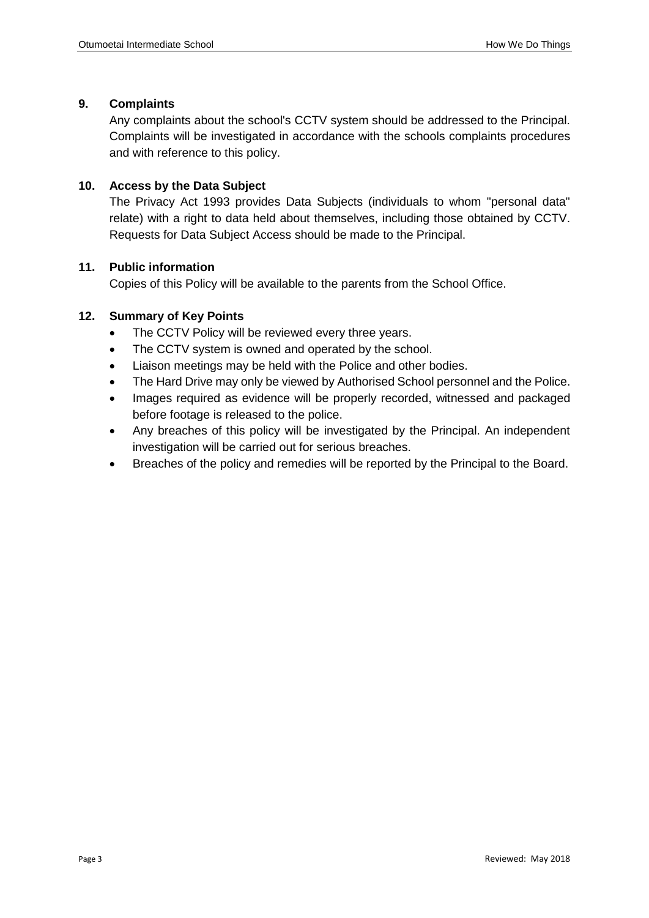## 9. Complaints

Any complaints about the school's CCTV system should be addressed to the Principal. Complaints will be investigated in accordance with the schools complaints procedures and with reference to this policy.

## 10. Access by the Data Subject

The Privacy Act 1993 provides Data Subjects (individuals to whom "personal data" relate) with a right to data held about themselves, including those obtained by CCTV. Requests for Data Subject Access should be made to the Principal.

## 11. Public information

Copies of this Policy will be available to the parents from the School Office.

## 12. Summary of Key Points

- The CCTV Policy will be reviewed every three years.
- The CCTV system is owned and operated by the school.
- Liaison meetings may be held with the Police and other bodies.
- The Hard Drive may only be viewed by Authorised School personnel and the Police.
- Images required as evidence will be properly recorded, witnessed and packaged before footage is released to the police.
- Any breaches of this policy will be investigated by the Principal. An independent investigation will be carried out for serious breaches.
- Breaches of the policy and remedies will be reported by the Principal to the Board.